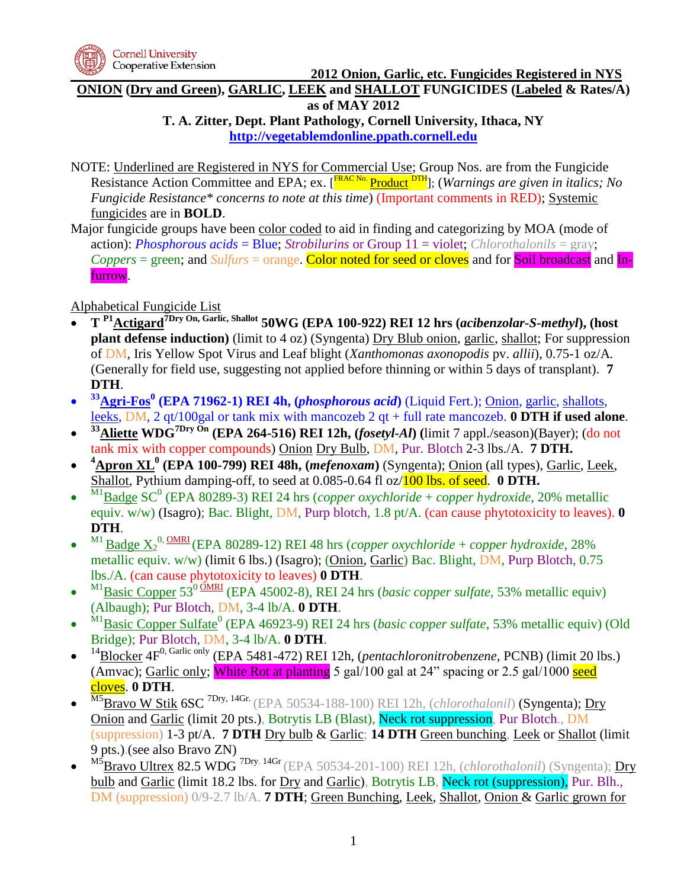Cornell University Cooperative Extension

**2012 Onion, Garlic, etc. Fungicides Registered in NYS**

**ONION (Dry and Green), GARLIC, LEEK and SHALLOT FUNGICIDES (Labeled & Rates/A) as of MAY 2012**

**T. A. Zitter, Dept. Plant Pathology, Cornell University, Ithaca, NY**

**http://vegetablemdonline.ppath.cornell.edu**

NOTE: Underlined are Registered in NYS for Commercial Use; Group Nos. are from the Fungicide Resistance Action Committee and EPA; ex. [FRAC No. Product DTH]; (*Warnings are given in italics; No Fungicide Resistance* concerns to note at this time*) (Important comments in RED); Systemic fungicides are in **BOLD**.

Major fungicide groups have been color coded to aid in finding and categorizing by MOA (mode of action): *Phosphorous acids* = Blue; *Strobilurins* or Group 11 = violet; *Chlorothalonils* = gray; *Coppers* = green; and *Sulfurs* = orange. Color noted for seed or cloves and for Soil broadcast and In-furrow.

Alphabetical Fungicide List

- **T [P1]Actigard[7Dry On, Garlic, Shallot] 50WG (EPA 100-922) REI 12 hrs (*acibenzolar-S-methyl*), (host plant defense induction)** (limit to 4 oz) (Syngenta) Dry Blub onion, garlic, shallot; For suppression of DM, Iris Yellow Spot Virus and Leaf blight (*Xanthomonas axonopodis* pv. *allii*), 0.75-1 oz/A. (Generally for field use, suggesting not applied before thinning or within 5 days of transplant). **7 DTH**.
- **[33]Agri-Fos[0] (EPA 71962-1) REI 4h, (*phosphorous acid*)** (Liquid Fert.); Onion, garlic, shallots, leeks, DM, 2 qt/100gal or tank mix with mancozeb 2 qt + full rate mancozeb. **0 DTH if used alone**.
- **[33]Aliette WDG[7Dry On] (EPA 264-516) REI 12h, (*fosetyl-Al*)** (limit 7 appl./season)(Bayer); (do not tank mix with copper compounds) Onion Dry Bulb, DM, Pur. Blotch 2-3 lbs./A. **7 DTH.**
- **[4]Apron XL[0] (EPA 100-799) REI 48h, (*mefenoxam*)** (Syngenta); Onion (all types), Garlic, Leek, Shallot, Pythium damping-off, to seed at 0.085-0.64 fl oz/100 lbs. of seed. **0 DTH.**
- [M1]Badge SC[0] (EPA 80289-3) REI 24 hrs (*copper oxychloride + copper hydroxide*, 20% metallic equiv. w/w) (Isagro); Bac. Blight, DM, Purp blotch, 1.8 pt/A. (can cause phytotoxicity to leaves). **0 DTH**.
- [M1] Badge X2[0, OMRI] (EPA 80289-12) REI 48 hrs (*copper oxychloride + copper hydroxide*, 28% metallic equiv. w/w) (limit 6 lbs.) (Isagro); (Onion, Garlic) Bac. Blight, DM, Purp Blotch, 0.75 lbs./A. (can cause phytotoxicity to leaves) **0 DTH**.
- [M1]Basic Copper 53[0 OMRI] (EPA 45002-8), REI 24 hrs (*basic copper sulfate*, 53% metallic equiv) (Albaugh); Pur Blotch, DM, 3-4 lb/A. **0 DTH**.
- [M1]Basic Copper Sulfate[0] (EPA 46923-9) REI 24 hrs (*basic copper sulfate*, 53% metallic equiv) (Old Bridge); Pur Blotch, DM, 3-4 lb/A. **0 DTH**.
- [14]Blocker 4F[0, Garlic only] (EPA 5481-472) REI 12h, (*pentachloronitrobenzene*, PCNB) (limit 20 lbs.) (Amvac); Garlic only; White Rot at planting 5 gal/100 gal at 24" spacing or 2.5 gal/1000 seed cloves. **0 DTH**.
- [M5]Bravo W Stik 6SC [7Dry, 14Gr.] (EPA 50534-188-100) REI 12h, (*chlorothalonil*) (Syngenta); Dry Onion and Garlic (limit 20 pts.), Botrytis LB (Blast), Neck rot suppression, Pur Blotch., DM (suppression) 1-3 pt/A. **7 DTH** Dry bulb & Garlic; **14 DTH** Green bunching, Leek or Shallot (limit 9 pts.).(see also Bravo ZN)
- [M5]Bravo Ultrex 82.5 WDG [7Dry, 14Gr] (EPA 50534-201-100) REI 12h, (*chlorothalonil*) (Syngenta); Dry bulb and Garlic (limit 18.2 lbs. for Dry and Garlic), Botrytis LB, Neck rot (suppression), Pur. Blh., DM (suppression) 0/9-2.7 lb/A. **7 DTH**; Green Bunching, Leek, Shallot, Onion & Garlic grown for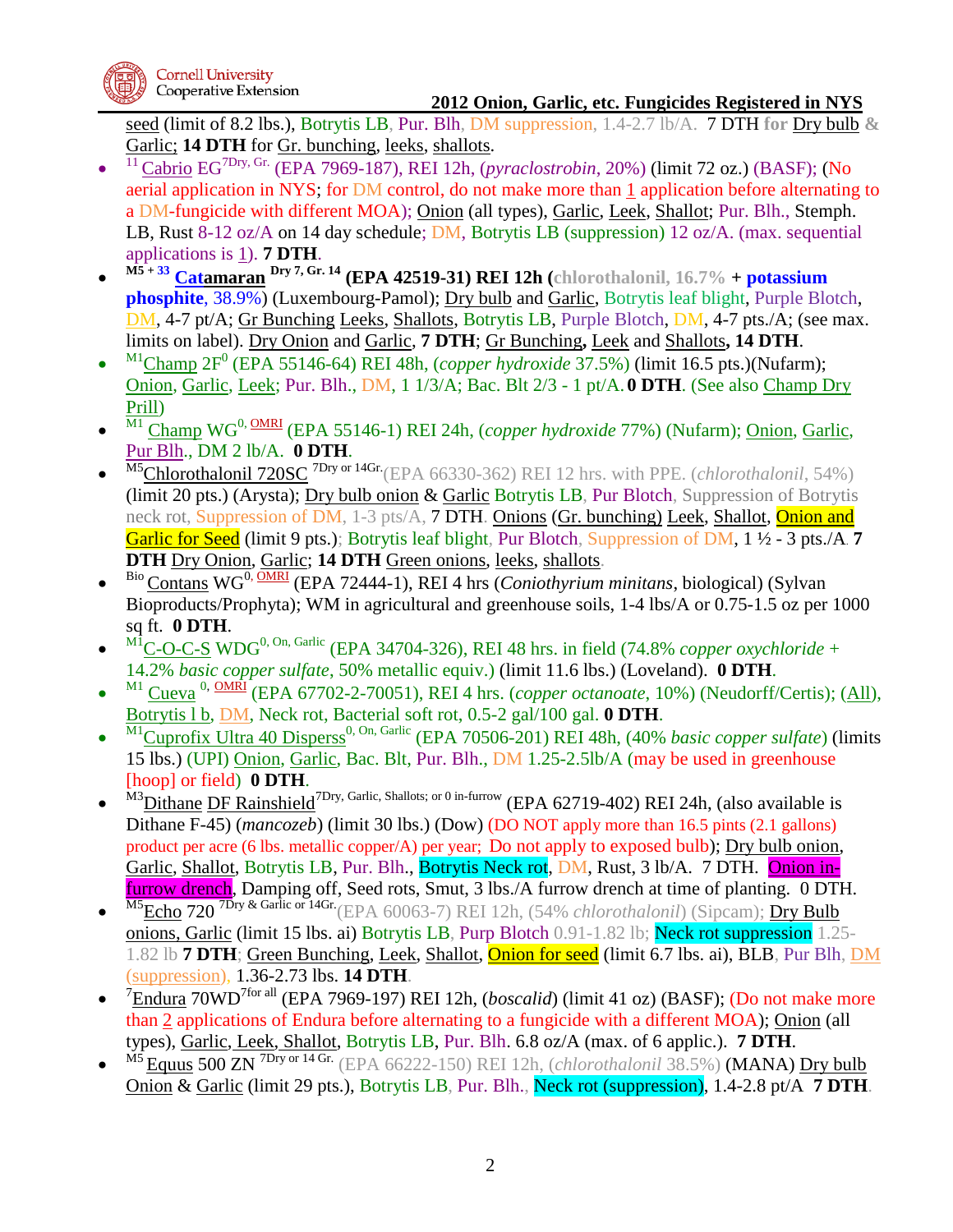seed (limit of 8.2 lbs.), Botrytis LB, Pur. Blh, DM suppression, 1.4-2.7 lb/A. 7 DTH **for** Dry bulb **&** Garlic; **14 DTH** for Gr. bunching, leeks, shallots.

- [11] Cabrio EG[7Dry, Gr.] (EPA 7969-187), REI 12h, (*pyraclostrobin*, 20%) (limit 72 oz.) (BASF); (No aerial application in NYS; for DM control, do not make more than 1 application before alternating to a DM-fungicide with different MOA); Onion (all types), Garlic, Leek, Shallot; Pur. Blh., Stemph. LB, Rust 8-12 oz/A on 14 day schedule; DM, Botrytis LB (suppression) 12 oz/A. (max. sequential applications is 1). **7 DTH**.
- **[M5 + 33] Catamaran [Dry 7, Gr. 14] (EPA 42519-31) REI 12h (chlorothalonil, 16.7% + potassium phosphite**, 38.9%) (Luxembourg-Pamol); Dry bulb and Garlic, Botrytis leaf blight, Purple Blotch, DM, 4-7 pt/A; Gr Bunching Leeks, Shallots, Botrytis LB, Purple Blotch, DM, 4-7 pts./A; (see max. limits on label). Dry Onion and Garlic, **7 DTH**; Gr Bunching**,** Leek and Shallots**, 14 DTH**.
- [M1]Champ 2F[0] (EPA 55146-64) REI 48h, (*copper hydroxide* 37.5%) (limit 16.5 pts.)(Nufarm); Onion, Garlic, Leek; Pur. Blh., DM, 1 1/3/A; Bac. Blt 2/3 - 1 pt/A. **0 DTH**. (See also Champ Dry Prill)
- [M1] Champ WG[0, OMRI] (EPA 55146-1) REI 24h, (*copper hydroxide* 77%) (Nufarm); Onion, Garlic, Pur Blh., DM 2 lb/A. **0 DTH**.
- [M5]Chlorothalonil 720SC [7Dry or 14Gr.](EPA 66330-362) REI 12 hrs. with PPE. (*chlorothalonil*, 54%) (limit 20 pts.) (Arysta); Dry bulb onion & Garlic Botrytis LB, Pur Blotch, Suppression of Botrytis neck rot, Suppression of DM, 1-3 pts/A, 7 DTH. Onions (Gr. bunching) Leek, Shallot, Onion and Garlic for Seed (limit 9 pts.); Botrytis leaf blight, Pur Blotch, Suppression of DM, 1 ½ - 3 pts./A. **7 DTH** Dry Onion, Garlic; **14 DTH** Green onions, leeks, shallots.
- [Bio] Contans WG[0, OMRI] (EPA 72444-1), REI 4 hrs (*Coniothyrium minitans*, biological) (Sylvan Bioproducts/Prophyta); WM in agricultural and greenhouse soils, 1-4 lbs/A or 0.75-1.5 oz per 1000 sq ft. **0 DTH**.
- [M1]C-O-C-S WDG[0, On, Garlic] (EPA 34704-326), REI 48 hrs. in field (74.8% *copper oxychloride* + 14.2% *basic copper sulfate*, 50% metallic equiv.) (limit 11.6 lbs.) (Loveland). **0 DTH**.
- [M1] Cueva [0, OMRI] (EPA 67702-2-70051), REI 4 hrs. (*copper octanoate*, 10%) (Neudorff/Certis); (All), Botrytis l b, DM, Neck rot, Bacterial soft rot, 0.5-2 gal/100 gal. **0 DTH**.
- [M1]Cuprofix Ultra 40 Disperss[0, On, Garlic] (EPA 70506-201) REI 48h, (40% *basic copper sulfate*) (limits 15 lbs.) (UPI) Onion, Garlic, Bac. Blt, Pur. Blh., DM 1.25-2.5lb/A (may be used in greenhouse [hoop] or field) **0 DTH**.
- [M3]Dithane DF Rainshield[7Dry, Garlic, Shallots; or 0 in-furrow] (EPA 62719-402) REI 24h, (also available is Dithane F-45) (*mancozeb*) (limit 30 lbs.) (Dow) (DO NOT apply more than 16.5 pints (2.1 gallons) product per acre (6 lbs. metallic copper/A) per year; Do not apply to exposed bulb); Dry bulb onion, Garlic, Shallot, Botrytis LB, Pur. Blh., Botrytis Neck rot, DM, Rust, 3 lb/A. 7 DTH. Onion in-furrow drench, Damping off, Seed rots, Smut, 3 lbs./A furrow drench at time of planting. 0 DTH.
- [M5]Echo 720 [7Dry & Garlic or 14Gr.](EPA 60063-7) REI 12h, (54% *chlorothalonil*) (Sipcam); Dry Bulb onions, Garlic (limit 15 lbs. ai) Botrytis LB, Purp Blotch 0.91-1.82 lb; Neck rot suppression 1.25-1.82 lb **7 DTH**; Green Bunching, Leek, Shallot, Onion for seed (limit 6.7 lbs. ai), BLB, Pur Blh, DM (suppression), 1.36-2.73 lbs. **14 DTH**.
- [7]Endura 70WD[7for all] (EPA 7969-197) REI 12h, (*boscalid*) (limit 41 oz) (BASF); (Do not make more than 2 applications of Endura before alternating to a fungicide with a different MOA); Onion (all types), Garlic, Leek, Shallot, Botrytis LB, Pur. Blh. 6.8 oz/A (max. of 6 applic.). **7 DTH**.
- [M5] Equus 500 ZN [7Dry or 14 Gr.] (EPA 66222-150) REI 12h, (*chlorothalonil* 38.5%) (MANA) Dry bulb Onion & Garlic (limit 29 pts.), Botrytis LB, Pur. Blh., Neck rot (suppression), 1.4-2.8 pt/A **7 DTH**.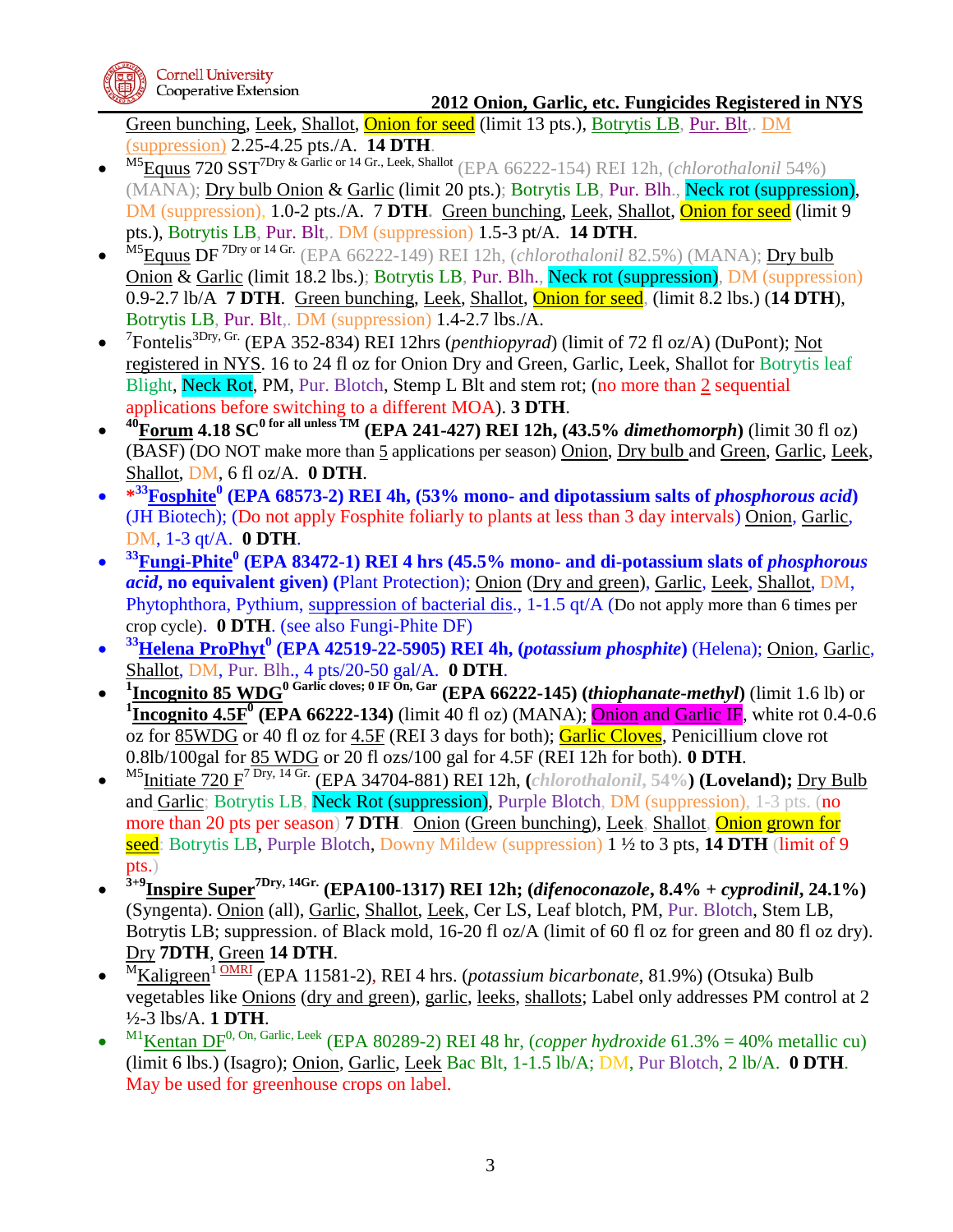Green bunching, Leek, Shallot, Onion for seed (limit 13 pts.), Botrytis LB, Pur. Blt,. DM (suppression) 2.25-4.25 pts./A. **14 DTH**.

- [M5]Equus 720 SST[7Dry & Garlic or 14 Gr., Leek, Shallot] (EPA 66222-154) REI 12h, (*chlorothalonil* 54%) (MANA); Dry bulb Onion & Garlic (limit 20 pts.); Botrytis LB, Pur. Blh., Neck rot (suppression), DM (suppression), 1.0-2 pts./A. 7 **DTH**. Green bunching, Leek, Shallot, Onion for seed (limit 9 pts.), Botrytis LB, Pur. Blt,. DM (suppression) 1.5-3 pt/A. **14 DTH**.
- [M5]Equus DF [7Dry or 14 Gr.] (EPA 66222-149) REI 12h, (*chlorothalonil* 82.5%) (MANA); Dry bulb Onion & Garlic (limit 18.2 lbs.); Botrytis LB, Pur. Blh., Neck rot (suppression), DM (suppression) 0.9-2.7 lb/A **7 DTH**. Green bunching, Leek, Shallot, Onion for seed, (limit 8.2 lbs.) (**14 DTH**), Botrytis LB, Pur. Blt,. DM (suppression) 1.4-2.7 lbs./A.
- [7]Fontelis[3Dry, Gr.] (EPA 352-834) REI 12hrs (*penthiopyrad*) (limit of 72 fl oz/A) (DuPont); Not registered in NYS. 16 to 24 fl oz for Onion Dry and Green, Garlic, Leek, Shallot for Botrytis leaf Blight, Neck Rot, PM, Pur. Blotch, Stemp L Blt and stem rot; (no more than 2 sequential applications before switching to a different MOA). **3 DTH**.
- **[40]Forum 4.18 SC[0 for all unless TM] (EPA 241-427) REI 12h, (43.5% *dimethomorph*)** (limit 30 fl oz) (BASF) (DO NOT make more than 5 applications per season) Onion, Dry bulb and Green, Garlic, Leek, Shallot, DM, 6 fl oz/A. **0 DTH**.
- ***[33]Fosphite[0] (EPA 68573-2) REI 4h, (53% mono- and dipotassium salts of *phosphorous acid*)** (JH Biotech); (Do not apply Fosphite foliarly to plants at less than 3 day intervals) Onion, Garlic, DM, 1-3 qt/A. **0 DTH**.
- **[33]Fungi-Phite[0] (EPA 83472-1) REI 4 hrs (45.5% mono- and di-potassium slats of *phosphorous acid*, no equivalent given) (**Plant Protection); Onion (Dry and green), Garlic, Leek, Shallot, DM, Phytophthora, Pythium, suppression of bacterial dis., 1-1.5 qt/A (Do not apply more than 6 times per crop cycle). **0 DTH**. (see also Fungi-Phite DF)
- **[33]Helena ProPhyt[0] (EPA 42519-22-5905) REI 4h, (*potassium phosphite*)** (Helena); Onion, Garlic, Shallot, DM, Pur. Blh., 4 pts/20-50 gal/A. **0 DTH**.
- **[1]Incognito 85 WDG[0 Garlic cloves; 0 IF On, Gar] (EPA 66222-145) (*thiophanate-methyl*)** (limit 1.6 lb) or **[1]Incognito 4.5F[0] (EPA 66222-134)** (limit 40 fl oz) (MANA); Onion and Garlic IF, white rot 0.4-0.6 oz for 85WDG or 40 fl oz for 4.5F (REI 3 days for both); Garlic Cloves, Penicillium clove rot 0.8lb/100gal for 85 WDG or 20 fl ozs/100 gal for 4.5F (REI 12h for both). **0 DTH**.
- [M5]Initiate 720 F[7 Dry, 14 Gr.] (EPA 34704-881) REI 12h, **(*chlorothalonil*, 54%) (Loveland); **Dry Bulb and Garlic; Botrytis LB, Neck Rot (suppression), Purple Blotch, DM (suppression), 1-3 pts. (no more than 20 pts per season) **7 DTH**. Onion (Green bunching), Leek, Shallot, Onion grown for seed: Botrytis LB, Purple Blotch, Downy Mildew (suppression) 1 ½ to 3 pts, **14 DTH** (limit of 9 pts.)
- **[3+9]Inspire Super[7Dry, 14Gr.] (EPA100-1317) REI 12h; (*difenoconazole*, 8.4% + *cyprodinil*, 24.1%)** (Syngenta). Onion (all), Garlic, Shallot, Leek, Cer LS, Leaf blotch, PM, Pur. Blotch, Stem LB, Botrytis LB; suppression. of Black mold, 16-20 fl oz/A (limit of 60 fl oz for green and 80 fl oz dry). Dry **7DTH**, Green **14 DTH**.
- [M]Kaligreen[1] OMRI (EPA 11581-2), REI 4 hrs. (*potassium bicarbonate*, 81.9%) (Otsuka) Bulb vegetables like Onions (dry and green), garlic, leeks, shallots; Label only addresses PM control at 2 ½-3 lbs/A. **1 DTH**.
- [M1]Kentan DF[0, On, Garlic, Leek] (EPA 80289-2) REI 48 hr, (*copper hydroxide* 61.3% = 40% metallic cu) (limit 6 lbs.) (Isagro); Onion, Garlic, Leek Bac Blt, 1-1.5 lb/A; DM, Pur Blotch, 2 lb/A. **0 DTH**. May be used for greenhouse crops on label.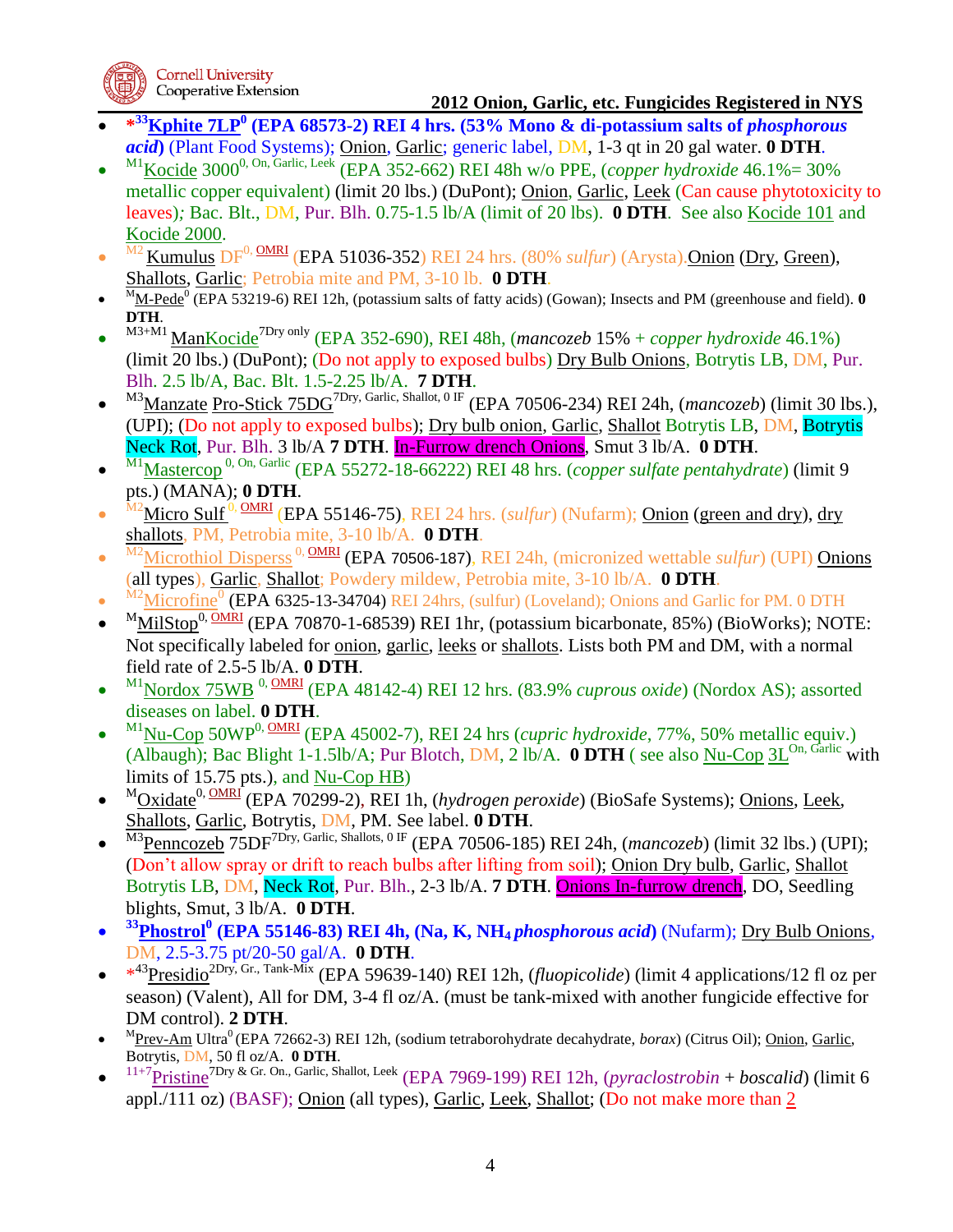# 2012 Onion, Garlic, etc. Fungicides Registered in NYS

- ***[33]Kphite 7LP[0] (EPA 68573-2) REI 4 hrs. (53% Mono & di-potassium salts of *phosphorous acid*)** (Plant Food Systems); Onion, Garlic; generic label, DM, 1-3 qt in 20 gal water. **0 DTH**.
- [M1]Kocide 3000[0, On, Garlic, Leek] (EPA 352-662) REI 48h w/o PPE, (*copper hydroxide* 46.1%= 30% metallic copper equivalent) (limit 20 lbs.) (DuPont); Onion, Garlic, Leek (Can cause phytotoxicity to leaves)*;* Bac. Blt., DM, Pur. Blh. 0.75-1.5 lb/A (limit of 20 lbs). **0 DTH**. See also Kocide 101 and Kocide 2000.
- [M2] Kumulus DF[0, OMRI] (EPA 51036-352) REI 24 hrs. (80% *sulfur*) (Arysta).Onion (Dry, Green), Shallots, Garlic; Petrobia mite and PM, 3-10 lb. **0 DTH**.
- [M]M-Pede[0] (EPA 53219-6) REI 12h, (potassium salts of fatty acids) (Gowan); Insects and PM (greenhouse and field). **0 DTH**.
- [M3+M1] ManKocide[7Dry only] (EPA 352-690), REI 48h, (*mancozeb* 15% + *copper hydroxide* 46.1%) (limit 20 lbs.) (DuPont); (Do not apply to exposed bulbs) Dry Bulb Onions, Botrytis LB, DM, Pur. Blh. 2.5 lb/A, Bac. Blt. 1.5-2.25 lb/A. **7 DTH**.
- [M3]Manzate Pro-Stick 75DG[7Dry, Garlic, Shallot, 0 IF] (EPA 70506-234) REI 24h, (*mancozeb*) (limit 30 lbs.), (UPI); (Do not apply to exposed bulbs); Dry bulb onion, Garlic, Shallot Botrytis LB, DM, Botrytis Neck Rot, Pur. Blh. 3 lb/A **7 DTH**. In-Furrow drench Onions, Smut 3 lb/A. **0 DTH**.
- [M1]Mastercop [0, On, Garlic] (EPA 55272-18-66222) REI 48 hrs. (*copper sulfate pentahydrate*) (limit 9 pts.) (MANA); **0 DTH**.
- [M2]Micro Sulf [0, OMRI] (EPA 55146-75), REI 24 hrs. (*sulfur*) (Nufarm); Onion (green and dry), dry shallots, PM, Petrobia mite, 3-10 lb/A. **0 DTH**.
- [M2]Microthiol Disperss [0, OMRI] (EPA 70506-187), REI 24h, (micronized wettable *sulfur*) (UPI) Onions (all types), Garlic, Shallot; Powdery mildew, Petrobia mite, 3-10 lb/A. **0 DTH**.
- [M2]Microfine[0] (EPA 6325-13-34704) REI 24hrs, (sulfur) (Loveland); Onions and Garlic for PM. 0 DTH
- [M]MilStop[0, OMRI] (EPA 70870-1-68539) REI 1hr, (potassium bicarbonate, 85%) (BioWorks); NOTE: Not specifically labeled for onion, garlic, leeks or shallots. Lists both PM and DM, with a normal field rate of 2.5-5 lb/A. **0 DTH**.
- [M1]Nordox 75WB [0, OMRI] (EPA 48142-4) REI 12 hrs. (83.9% *cuprous oxide*) (Nordox AS); assorted diseases on label. **0 DTH**.
- [M1]Nu-Cop 50WP[0, OMRI] (EPA 45002-7), REI 24 hrs (*cupric hydroxide*, 77%, 50% metallic equiv.) (Albaugh); Bac Blight 1-1.5lb/A; Pur Blotch, DM, 2 lb/A. **0 DTH** ( see also Nu-Cop 3L[On, Garlic] with limits of 15.75 pts.), and Nu-Cop HB)
- [M]Oxidate[0, OMRI] (EPA 70299-2), REI 1h, (*hydrogen peroxide*) (BioSafe Systems); Onions, Leek, Shallots, Garlic, Botrytis, DM, PM. See label. **0 DTH**.
- [M3]Penncozeb 75DF[7Dry, Garlic, Shallots, 0 IF] (EPA 70506-185) REI 24h, (*mancozeb*) (limit 32 lbs.) (UPI); (Don't allow spray or drift to reach bulbs after lifting from soil); Onion Dry bulb, Garlic, Shallot Botrytis LB, DM, Neck Rot, Pur. Blh., 2-3 lb/A. **7 DTH**. Onions In-furrow drench, DO, Seedling blights, Smut, 3 lb/A. **0 DTH**.
- **[33]Phostrol[0] (EPA 55146-83) REI 4h, (Na, K, $NH_4$ *phosphorous acid*)** (Nufarm); Dry Bulb Onions, DM, 2.5-3.75 pt/20-50 gal/A. **0 DTH**.
- *[43]Presidio[2Dry, Gr., Tank-Mix] (EPA 59639-140) REI 12h, (*fluopicolide*) (limit 4 applications/12 fl oz per season) (Valent), All for DM, 3-4 fl oz/A. (must be tank-mixed with another fungicide effective for DM control). **2 DTH**.
- [M]Prev-Am Ultra[0] (EPA 72662-3) REI 12h, (sodium tetraborohydrate decahydrate, *borax*) (Citrus Oil); Onion, Garlic, Botrytis, DM, 50 fl oz/A. **0 DTH**.
- [11+7]Pristine[7Dry & Gr. On., Garlic, Shallot, Leek] (EPA 7969-199) REI 12h, (*pyraclostrobin* + *boscalid*) (limit 6 appl./111 oz) (BASF); Onion (all types), Garlic, Leek, Shallot; (Do not make more than 2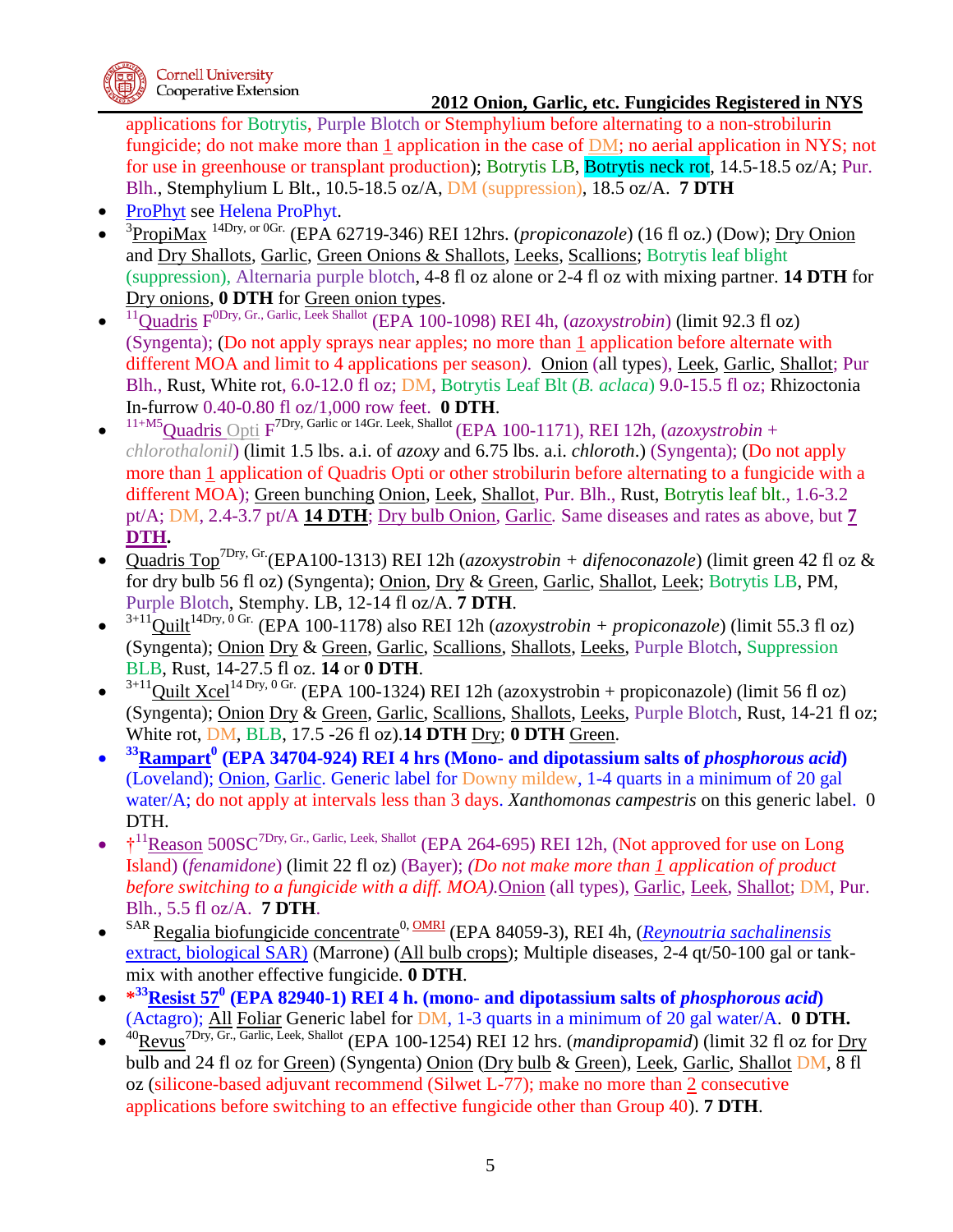applications for Botrytis, Purple Blotch or Stemphylium before alternating to a non-strobilurin fungicide; do not make more than 1 application in the case of DM; no aerial application in NYS; not for use in greenhouse or transplant production); Botrytis LB, Botrytis neck rot, 14.5-18.5 oz/A; Pur. Blh., Stemphylium L Blt., 10.5-18.5 oz/A, DM (suppression), 18.5 oz/A. **7 DTH**

- ProPhyt see Helena ProPhyt.
- [3]PropiMax [14Dry, or 0Gr.] (EPA 62719-346) REI 12hrs. (*propiconazole*) (16 fl oz.) (Dow); Dry Onion and Dry Shallots, Garlic, Green Onions & Shallots, Leeks, Scallions; Botrytis leaf blight (suppression), Alternaria purple blotch, 4-8 fl oz alone or 2-4 fl oz with mixing partner. **14 DTH** for Dry onions, **0 DTH** for Green onion types.
- [11]Quadris F[0Dry, Gr., Garlic, Leek Shallot] (EPA 100-1098) REI 4h, (*azoxystrobin*) (limit 92.3 fl oz) (Syngenta); (Do not apply sprays near apples; no more than 1 application before alternate with different MOA and limit to 4 applications per season*)*. Onion (all types), Leek, Garlic, Shallot; Pur Blh., Rust, White rot, 6.0-12.0 fl oz; DM, Botrytis Leaf Blt (*B. aclaca*) 9.0-15.5 fl oz; Rhizoctonia In-furrow 0.40-0.80 fl oz/1,000 row feet. **0 DTH**.
- [11+M5]Quadris Opti F[7Dry, Garlic or 14Gr. Leek, Shallot] (EPA 100-1171), REI 12h, (*azoxystrobin + chlorothalonil*) (limit 1.5 lbs. a.i. of *azoxy* and 6.75 lbs. a.i. *chloroth*.) (Syngenta); (Do not apply more than 1 application of Quadris Opti or other strobilurin before alternating to a fungicide with a different MOA); Green bunching Onion, Leek, Shallot, Pur. Blh., Rust, Botrytis leaf blt., 1.6-3.2 pt/A; DM, 2.4-3.7 pt/A **14 DTH**; Dry bulb Onion, Garlic. Same diseases and rates as above, but **7 DTH**.
- Quadris Top[7Dry, Gr.](EPA100-1313) REI 12h (*azoxystrobin + difenoconazole*) (limit green 42 fl oz & for dry bulb 56 fl oz) (Syngenta); Onion, Dry & Green, Garlic, Shallot, Leek; Botrytis LB, PM, Purple Blotch, Stemphy. LB, 12-14 fl oz/A. **7 DTH**.
- [3+11]Quilt[14Dry, 0 Gr.] (EPA 100-1178) also REI 12h (*azoxystrobin + propiconazole*) (limit 55.3 fl oz) (Syngenta); Onion Dry & Green, Garlic, Scallions, Shallots, Leeks, Purple Blotch, Suppression BLB, Rust, 14-27.5 fl oz. **14** or **0 DTH**.
- [3+11]Quilt Xcel[14 Dry, 0 Gr.] (EPA 100-1324) REI 12h (azoxystrobin + propiconazole) (limit 56 fl oz) (Syngenta); Onion Dry & Green, Garlic, Scallions, Shallots, Leeks, Purple Blotch, Rust, 14-21 fl oz; White rot, DM, BLB, 17.5 -26 fl oz).**14 DTH** Dry; **0 DTH** Green.
- **[33]Rampart[0] (EPA 34704-924) REI 4 hrs (Mono- and dipotassium salts of *phosphorous acid*)** (Loveland); Onion, Garlic. Generic label for Downy mildew, 1-4 quarts in a minimum of 20 gal water/A; do not apply at intervals less than 3 days. *Xanthomonas campestris* on this generic label. 0 DTH.
- †[11]Reason 500SC[7Dry, Gr., Garlic, Leek, Shallot] (EPA 264-695) REI 12h, (Not approved for use on Long Island) (*fenamidone*) (limit 22 fl oz) (Bayer); *(Do not make more than 1 application of product before switching to a fungicide with a diff. MOA).*Onion (all types), Garlic, Leek, Shallot; DM, Pur. Blh., 5.5 fl oz/A. **7 DTH**.
- [SAR]Regalia biofungicide concentrate[0, OMRI] (EPA 84059-3), REI 4h, (*Reynoutria sachalinensis* extract, biological SAR) (Marrone) (All bulb crops); Multiple diseases, 2-4 qt/50-100 gal or tank-mix with another effective fungicide. **0 DTH**.
- ***[33]Resist 57[0] (EPA 82940-1) REI 4 h. (mono- and dipotassium salts of *phosphorous acid*)** (Actagro); All Foliar Generic label for DM, 1-3 quarts in a minimum of 20 gal water/A. **0 DTH.**
- [40]Revus[7Dry, Gr., Garlic, Leek, Shallot] (EPA 100-1254) REI 12 hrs. (*mandipropamid*) (limit 32 fl oz for Dry bulb and 24 fl oz for Green) (Syngenta) Onion (Dry bulb & Green), Leek, Garlic, Shallot DM, 8 fl oz (silicone-based adjuvant recommend (Silwet L-77); make no more than 2 consecutive applications before switching to an effective fungicide other than Group 40). **7 DTH**.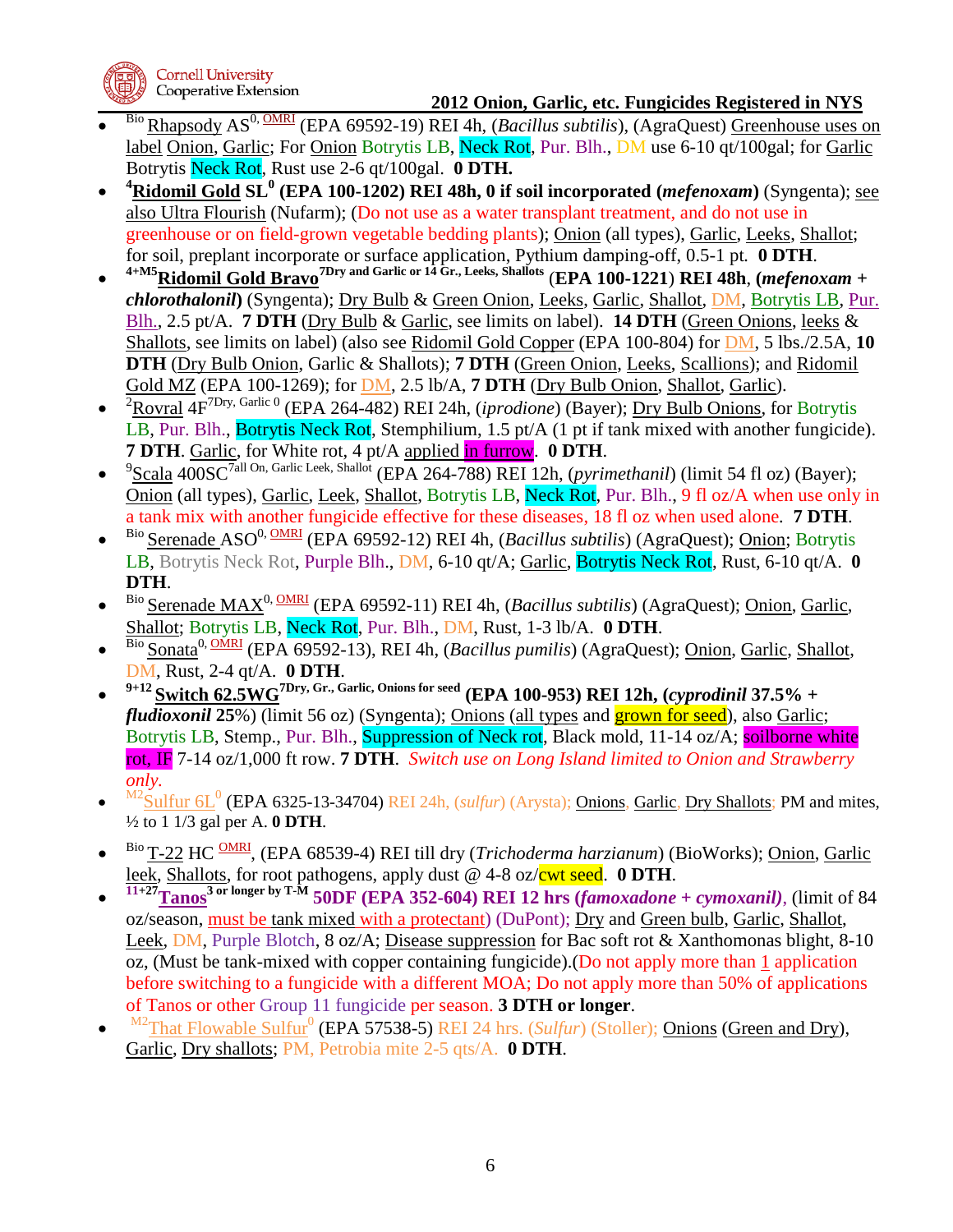- [Bio] Rhapsody AS[0, OMRI] (EPA 69592-19) REI 4h, (*Bacillus subtilis*), (AgraQuest) Greenhouse uses on label Onion, Garlic; For Onion Botrytis LB, Neck Rot, Pur. Blh., DM use 6-10 qt/100gal; for Garlic Botrytis Neck Rot, Rust use 2-6 qt/100gal. **0 DTH.**
- [4]**Ridomil Gold SL[0] (EPA 100-1202) REI 48h, 0 if soil incorporated (*mefenoxam*)** (Syngenta); see also Ultra Flourish (Nufarm); (Do not use as a water transplant treatment, and do not use in greenhouse or on field-grown vegetable bedding plants); Onion (all types), Garlic, Leeks, Shallot; for soil, preplant incorporate or surface application, Pythium damping-off, 0.5-1 pt. **0 DTH**.
- [4+M5]**Ridomil Gold Bravo**[7Dry and Garlic or 14 Gr., Leeks, Shallots] (**EPA 100-1221**) **REI 48h**, **(*mefenoxam + chlorothalonil*)** (Syngenta); Dry Bulb & Green Onion, Leeks, Garlic, Shallot, DM, Botrytis LB, Pur. Blh., 2.5 pt/A. **7 DTH** (Dry Bulb & Garlic, see limits on label). **14 DTH** (Green Onions, leeks & Shallots, see limits on label) (also see Ridomil Gold Copper (EPA 100-804) for DM, 5 lbs./2.5A, **10 DTH** (Dry Bulb Onion, Garlic & Shallots); **7 DTH** (Green Onion, Leeks, Scallions); and Ridomil Gold MZ (EPA 100-1269); for DM, 2.5 lb/A, **7 DTH** (Dry Bulb Onion, Shallot, Garlic).
- [2]Rovral 4F[7Dry, Garlic 0] (EPA 264-482) REI 24h, (*iprodione*) (Bayer); Dry Bulb Onions, for Botrytis LB, Pur. Blh., Botrytis Neck Rot, Stemphilium, 1.5 pt/A (1 pt if tank mixed with another fungicide). **7 DTH**. Garlic, for White rot, 4 pt/A applied in furrow. **0 DTH**.
- [9]Scala 400SC[7all On, Garlic Leek, Shallot] (EPA 264-788) REI 12h, (*pyrimethanil*) (limit 54 fl oz) (Bayer); Onion (all types), Garlic, Leek, Shallot, Botrytis LB, Neck Rot, Pur. Blh., 9 fl oz/A when use only in a tank mix with another fungicide effective for these diseases, 18 fl oz when used alone. **7 DTH**.
- [Bio] Serenade ASO[0, OMRI] (EPA 69592-12) REI 4h, (*Bacillus subtilis*) (AgraQuest); Onion; Botrytis LB, Botrytis Neck Rot, Purple Blh., DM, 6-10 qt/A; Garlic, Botrytis Neck Rot, Rust, 6-10 qt/A. **0 DTH**.
- [Bio] Serenade MAX[0, OMRI] (EPA 69592-11) REI 4h, (*Bacillus subtilis*) (AgraQuest); Onion, Garlic, Shallot; Botrytis LB, Neck Rot, Pur. Blh., DM, Rust, 1-3 lb/A. **0 DTH**.
- [Bio] Sonata[0, OMRI] (EPA 69592-13), REI 4h, (*Bacillus pumilis*) (AgraQuest); Onion, Garlic, Shallot, DM, Rust, 2-4 qt/A. **0 DTH**.
- [9+12] **Switch 62.5WG**[7Dry, Gr., Garlic, Onions for seed] **(EPA 100-953) REI 12h, (*cyprodinil* 37.5% + *fludioxonil* 25**%) (limit 56 oz) (Syngenta); Onions (all types and grown for seed), also Garlic; Botrytis LB, Stemp., Pur. Blh., Suppression of Neck rot, Black mold, 11-14 oz/A; soilborne white rot, IF 7-14 oz/1,000 ft row. **7 DTH**. *Switch use on Long Island limited to Onion and Strawberry only.*
- [M2]Sulfur 6L[0] (EPA 6325-13-34704) REI 24h, (*sulfur*) (Arysta); Onions, Garlic, Dry Shallots; PM and mites, ½ to 1 1/3 gal per A. **0 DTH**.
- [Bio] T-22 HC [OMRI], (EPA 68539-4) REI till dry (*Trichoderma harzianum*) (BioWorks); Onion, Garlic leek, Shallots, for root pathogens, apply dust @ 4-8 oz/cwt seed. **0 DTH**.
- [11+27]**Tanos**[3 or longer by T-M] **50DF (EPA 352-604) REI 12 hrs (*famoxadone + cymoxanil*)**, (limit of 84 oz/season, must be tank mixed with a protectant) (DuPont); Dry and Green bulb, Garlic, Shallot, Leek, DM, Purple Blotch, 8 oz/A; Disease suppression for Bac soft rot & Xanthomonas blight, 8-10 oz, (Must be tank-mixed with copper containing fungicide).(Do not apply more than 1 application before switching to a fungicide with a different MOA; Do not apply more than 50% of applications of Tanos or other Group 11 fungicide per season. **3 DTH or longer**.
- [M2]That Flowable Sulfur[0] (EPA 57538-5) REI 24 hrs. (*Sulfur*) (Stoller); Onions (Green and Dry), Garlic, Dry shallots; PM, Petrobia mite 2-5 qts/A. **0 DTH**.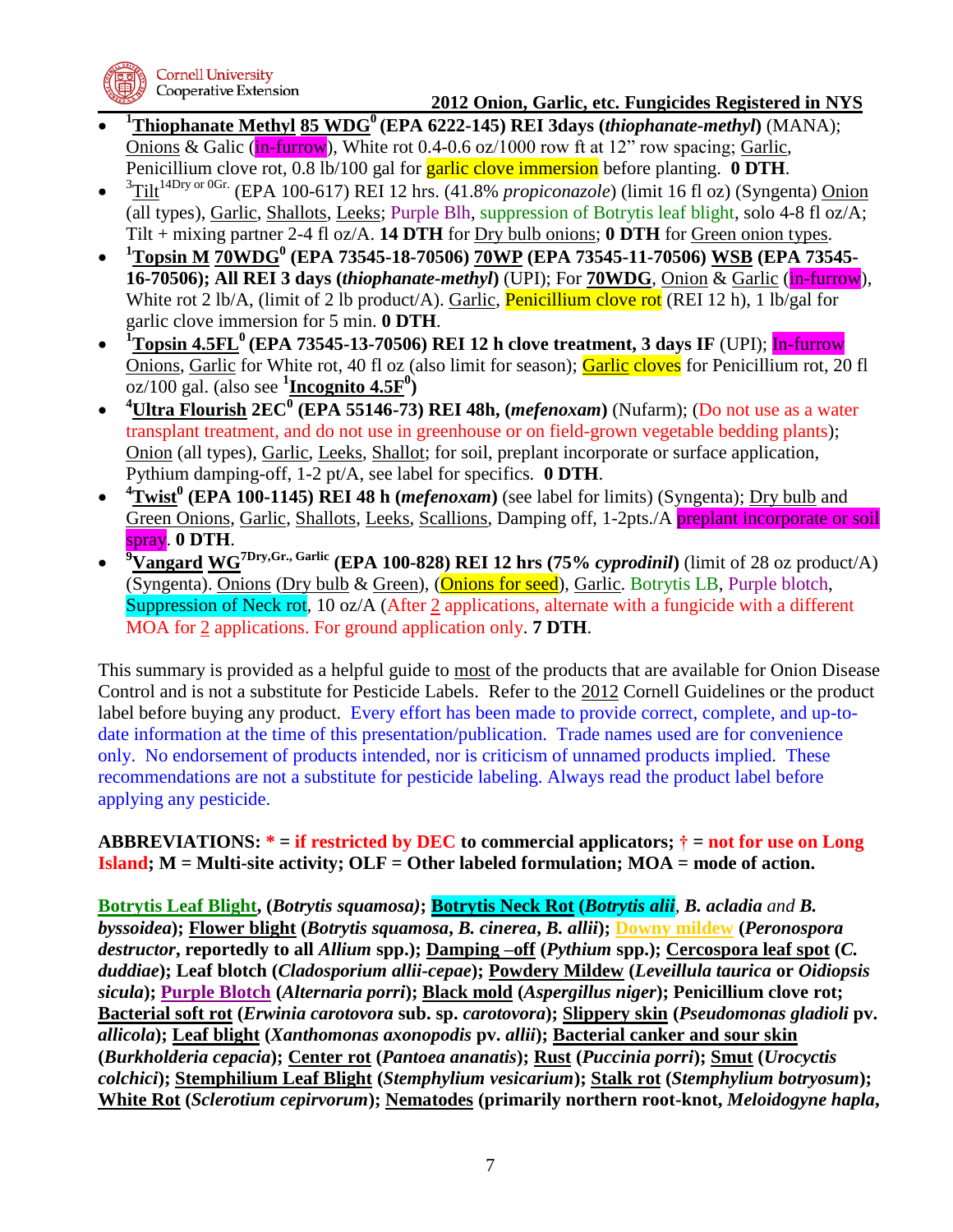- [1]**Thiophanate Methyl 85 WDG**[0] **(EPA 6222-145) REI 3days (*thiophanate-methyl*)** (MANA); Onions & Galic (in-furrow), White rot 0.4-0.6 oz/1000 row ft at 12" row spacing; Garlic, Penicillium clove rot, 0.8 lb/100 gal for garlic clove immersion before planting. **0 DTH**.
- [3]Tilt[14Dry or 0Gr.] (EPA 100-617) REI 12 hrs. (41.8% *propiconazole*) (limit 16 fl oz) (Syngenta) Onion (all types), Garlic, Shallots, Leeks; Purple Blh, suppression of Botrytis leaf blight, solo 4-8 fl oz/A; Tilt + mixing partner 2-4 fl oz/A. **14 DTH** for Dry bulb onions; **0 DTH** for Green onion types.
- [1]**Topsin M 70WDG**[0] **(EPA 73545-18-70506) 70WP (EPA 73545-11-70506) WSB (EPA 73545-16-70506); All REI 3 days (*thiophanate-methyl*)** (UPI); For **70WDG**, Onion & Garlic (in-furrow), White rot 2 lb/A, (limit of 2 lb product/A). Garlic, Penicillium clove rot (REI 12 h), 1 lb/gal for garlic clove immersion for 5 min. **0 DTH**.
- [1]**Topsin 4.5FL**[0] **(EPA 73545-13-70506) REI 12 h clove treatment, 3 days IF** (UPI); In-furrow Onions, Garlic for White rot, 40 fl oz (also limit for season); Garlic cloves for Penicillium rot, 20 fl oz/100 gal. (also see [1]**Incognito 4.5F**[0])
- [4]**Ultra Flourish 2EC**[0] **(EPA 55146-73) REI 48h, (*mefenoxam*)** (Nufarm); (Do not use as a water transplant treatment, and do not use in greenhouse or on field-grown vegetable bedding plants); Onion (all types), Garlic, Leeks, Shallot; for soil, preplant incorporate or surface application, Pythium damping-off, 1-2 pt/A, see label for specifics. **0 DTH**.
- [4]**Twist**[0] **(EPA 100-1145) REI 48 h (*mefenoxam*)** (see label for limits) (Syngenta); Dry bulb and Green Onions, Garlic, Shallots, Leeks, Scallions, Damping off, 1-2pts./A preplant incorporate or soil spray. **0 DTH**.
- [9]**Vangard WG**[7Dry,Gr., Garlic] **(EPA 100-828) REI 12 hrs (75% *cyprodinil*)** (limit of 28 oz product/A) (Syngenta). Onions (Dry bulb & Green), (Onions for seed), Garlic. Botrytis LB, Purple blotch, Suppression of Neck rot, 10 oz/A (After 2 applications, alternate with a fungicide with a different MOA for 2 applications. For ground application only. **7 DTH**.

This summary is provided as a helpful guide to most of the products that are available for Onion Disease Control and is not a substitute for Pesticide Labels. Refer to the 2012 Cornell Guidelines or the product label before buying any product. Every effort has been made to provide correct, complete, and up-to-date information at the time of this presentation/publication. Trade names used are for convenience only. No endorsement of products intended, nor is criticism of unnamed products implied. These recommendations are not a substitute for pesticide labeling. Always read the product label before applying any pesticide.

**ABBREVIATIONS: * = if restricted by DEC to commercial applicators; † = not for use on Long Island; M = Multi-site activity; OLF = Other labeled formulation; MOA = mode of action.**

**Botrytis Leaf Blight, (*Botrytis squamosa*); Botrytis Neck Rot (*Botrytis alii*, *B. acladia* and *B. byssoidea*); Flower blight (*Botrytis squamosa*, *B. cinerea*, *B. allii*); Downy mildew (*Peronospora destructor*, reportedly to all *Allium* spp.); Damping –off (*Pythium* spp.); Cercospora leaf spot (*C. duddiae*); Leaf blotch (*Cladosporium allii-cepae*); Powdery Mildew (*Leveillula taurica* or *Oidiopsis sicula*); Purple Blotch (*Alternaria porri*); Black mold (*Aspergillus niger*); Penicillium clove rot; Bacterial soft rot (*Erwinia carotovora* sub. sp. *carotovora*); Slippery skin (*Pseudomonas gladioli* pv. *allicola*); Leaf blight (*Xanthomonas axonopodis* pv. *allii*); Bacterial canker and sour skin (*Burkholderia cepacia*); Center rot (*Pantoea ananatis*); Rust (*Puccinia porri*); Smut (*Urocytis colchici*); Stemphilium Leaf Blight (*Stemphylium vesicarium*); Stalk rot (*Stemphylium botryosum*); White Rot (*Sclerotium cepirvorum*); Nematodes (primarily northern root-knot, *Meloidogyne hapla*,**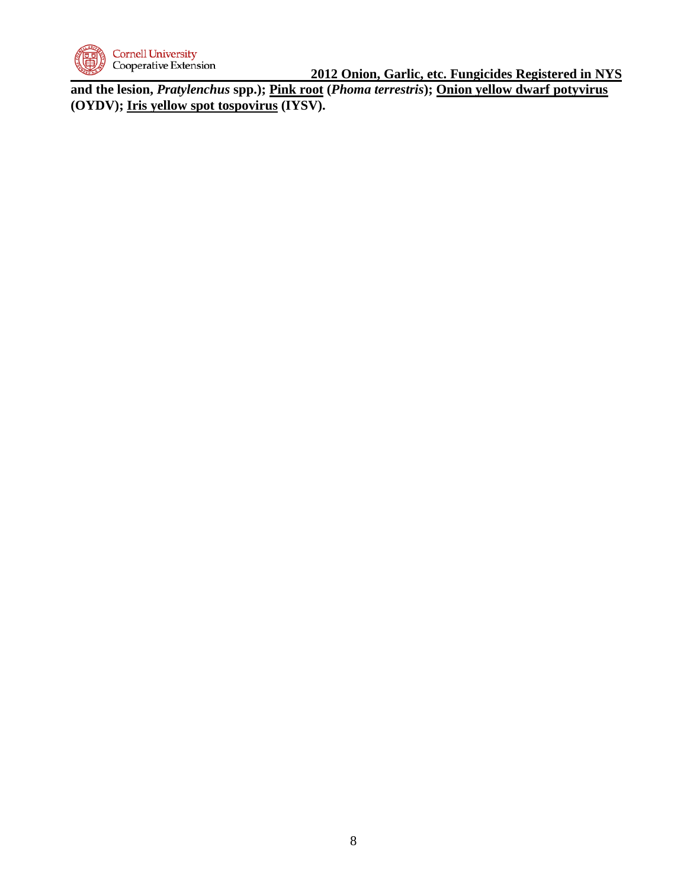**and the lesion, *Pratylenchus* spp.); Pink root (*Phoma terrestris*); Onion yellow dwarf potyvirus (OYDV); Iris yellow spot tospovirus (IYSV).**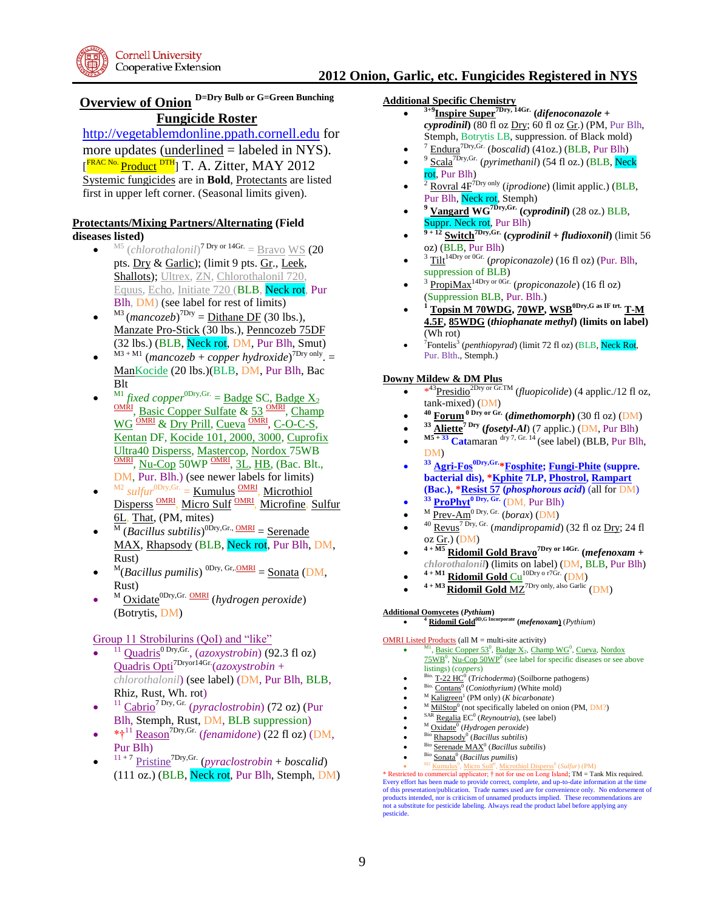Cornell University Cooperative Extension

# 2012 Onion, Garlic, etc. Fungicides Registered in NYS

## Overview of Onion Fungicide Roster

D=Dry Bulb or G=Green Bunching

http://vegetablemdonline.ppath.cornell.edu for more updates (underlined = labeled in NYS). [FRAC No. Product DTH] T. A. Zitter, MAY 2012

Systemic fungicides are in **Bold**, Protectants are listed first in upper left corner. (Seasonal limits given).

### Protectants/Mixing Partners/Alternating (Field diseases listed)

- [M5] (*chlorothalonil*)[7 Dry or 14Gr.] = Bravo WS (20 pts. Dry & Garlic); (limit 9 pts. Gr., Leek, Shallots); Ultrex, ZN, Chlorothalonil 720, Equus, Echo, Initiate 720 (BLB, Neck rot, Pur Blh, DM) (see label for rest of limits)
- [M3] (*mancozeb*)[7Dry] = Dithane DF (30 lbs.), Manzate Pro-Stick (30 lbs.), Penncozeb 75DF (32 lbs.) (BLB, Neck rot, DM, Pur Blh, Smut)
- [M3 + M1] (*mancozeb + copper hydroxide*)[7Dry only]. = ManKocide (20 lbs.)(BLB, DM, Pur Blh, Bac Blt
- [M1] *fixed copper*[0Dry,Gr.] = Badge SC, Badge $X_2$ OMRI, Basic Copper Sulfate & 53 OMRI, Champ WG OMRI & Dry Prill, Cueva OMRI, C-O-C-S, Kentan DF, Kocide 101, 2000, 3000, Cuprofix Ultra40 Disperss, Mastercop, Nordox 75WB OMRI, Nu-Cop 50WP OMRI, 3L, HB, (Bac. Blt., DM, Pur. Blh.) (see newer labels for limits)
- [M2] *sulfur*[0Dry,Gr.] = Kumulus OMRI, Microthiol Disperss OMRI, Micro Sulf OMRI, Microfine, Sulfur 6L, That, (PM, mites)
- [M] (*Bacillus subtilis*)[0Dry,Gr., OMRI] = Serenade MAX, Rhapsody (BLB, Neck rot, Pur Blh, DM, Rust)
- [M](*Bacillus pumilis*) [0Dry, Gr., OMRI] = Sonata (DM, Rust)
- [M] Oxidate[0Dry,Gr.] OMRI (*hydrogen peroxide*) (Botrytis, DM)

### Group 11 Strobilurins (QoI) and "like"

- [11] Quadris[0 Dry,Gr.], (*azoxystrobin*) (92.3 fl oz) Quadris Opti[7Dryor14Gr.](*azoxystrobin + chlorothalonil*) (see label) (DM, Pur Blh, BLB, Rhiz, Rust, Wh. rot)
- [11] Cabrio[7 Dry, Gr.] (*pyraclostrobin*) (72 oz) (Pur Blh, Stemph, Rust, DM, BLB suppression)
- *†[11] Reason[7Dry,Gr.] (*fenamidone*) (22 fl oz) (DM, Pur Blh)
- [11 + 7] Pristine[7Dry,Gr.] (*pyraclostrobin + boscalid*) (111 oz.) (BLB, Neck rot, Pur Blh, Stemph, DM)

### Additional Specific Chemistry

- [3+9]**Inspire Super**[7Dry, 14Gr.] (***difenoconazole + cyprodinil***) (80 fl oz Dry; 60 fl oz Gr.) (PM, Pur Blh, Stemph, Botrytis LB, suppression. of Black mold)
- [7] Endura[7Dry,Gr.] (*boscalid*) (41oz.) (BLB, Pur Blh)
- [9] Scala[7Dry,Gr.] (*pyrimethanil*) (54 fl oz.) (BLB, Neck rot, Pur Blh)
- [2] Rovral 4F[7Dry only] (*iprodione*) (limit applic.) (BLB, Pur Blh, Neck rot, Stemph)
- [9] **Vangard WG**[7Dry,Gr.] (***cyprodinil***) (28 oz.) BLB, Suppr. Neck rot, Pur Blh)
- [9 + 12] **Switch**[7Dry,Gr.] (***cyprodinil + fludioxonil***) (limit 56 oz) (BLB, Pur Blh)
- [3] Tilt[14Dry or 0Gr.] (*propiconazole)* (16 fl oz) (Pur. Blh, suppression of BLB)
- [3] PropiMax[14Dry or 0Gr.] (*propiconazole*) (16 fl oz) (Suppression BLB, Pur. Blh.)
- [1] **Topsin M 70WDG, 70WP, WSB**[0Dry,G as IF trt.] **T-M 4.5F, 85WDG (*thiophanate methyl*) (limits on label)** (Wh rot)
- [7]Fontelis[3] (*penthiopyrad*) (limit 72 fl oz) (BLB, Neck Rot, Pur. Blth., Stemph.)

### Downy Mildew & DM Plus

- *[43]Presidio[2Dry or Gr.TM] (*fluopicolide*) (4 applic./12 fl oz, tank-mixed) (DM)
- [40] **Forum** [0 Dry or Gr.] (***dimethomorph***) (30 fl oz) (DM)
- [33] **Aliette**[7 Dry] (***fosetyl-Al***) (7 applic.) (DM, Pur Blh)
- [M5 + 33] **Cat**amaran [dry 7, Gr. 14] (see label) (BLB, Pur Blh, DM)
- [33] **Agri-Fos**[0Dry,Gr.]***Fosphite; Fungi-Phite (suppre. bacterial dis), *Kphite 7LP, Phostrol, Rampart (Bac.), *Resist 57 (*phosphorous acid*)** (all for DM)
- [33] **ProPhyt**[0 Dry, Gr.] (DM, Pur Blh)
- [M] Prev-Am[0 Dry, Gr.] (*borax*) (DM)
- [40] Revus[7 Dry, Gr.] (*mandipropamid*) (32 fl oz Dry; 24 fl oz Gr.) (DM)
- [4 + M5] **Ridomil Gold Bravo**[7Dry or 14Gr.] (***mefenoxam + chlorothalonil***) (limits on label) (DM, BLB, Pur Blh)
- [4 + M1] **Ridomil Gold Cu**[10Dry o r7Gr.] (DM)
- [4 + M3] **Ridomil Gold MZ**[7Dry only, also Garlic] (DM)

### Additional Oomycetes (*Pythium*)

- [4] **Ridomil Gold**[0D,G Incorporate] (***mefenoxam***) (*Pythium*)

### OMRI Listed Products (all M = multi-site activity)

- [M1], Basic Copper 53[0], Badge $X_2$, Champ WG[0], Cueva, Nordox 75WB[0], Nu-Cop 50WP[0] (see label for specific diseases or see above listings) (*coppers*)
- [Bio.] T-22 HC[0] (*Trichoderma*) (Soilborne pathogens)
- [Bio.] Contans[0] (*Coniothyrium*) (White mold)
- [M] Kaligreen[1] (PM only) (*K bicarbonate*)
- [M] MilStop[0] (not specifically labeled on onion (PM, DM?)
- [SAR] Regalia EC[0] (*Reynoutria*), (see label)
- [M] Oxidate[0] (*Hydrogen peroxide*)
- [Bio] Rhapsody[0] (*Bacillus subtilis*)
- [Bio] Serenade MAX[0] (*Bacillus subtilis*)
- [Bio] Sonata[0] (*Bacillus pumilis*)
- [M2] Kumulus[0], Micro Sulf[0], Microthiol Disperss[0] (*Sulfur*) (PM)

* Restricted to commercial applicator; † not for use on Long Island; TM = Tank Mix required.
Every effort has been made to provide correct, complete, and up-to-date information at the time of this presentation/publication. Trade names used are for convenience only. No endorsement of products intended, nor is criticism of unnamed products implied. These recommendations are not a substitute for pesticide labeling. Always read the product label before applying any pesticide.